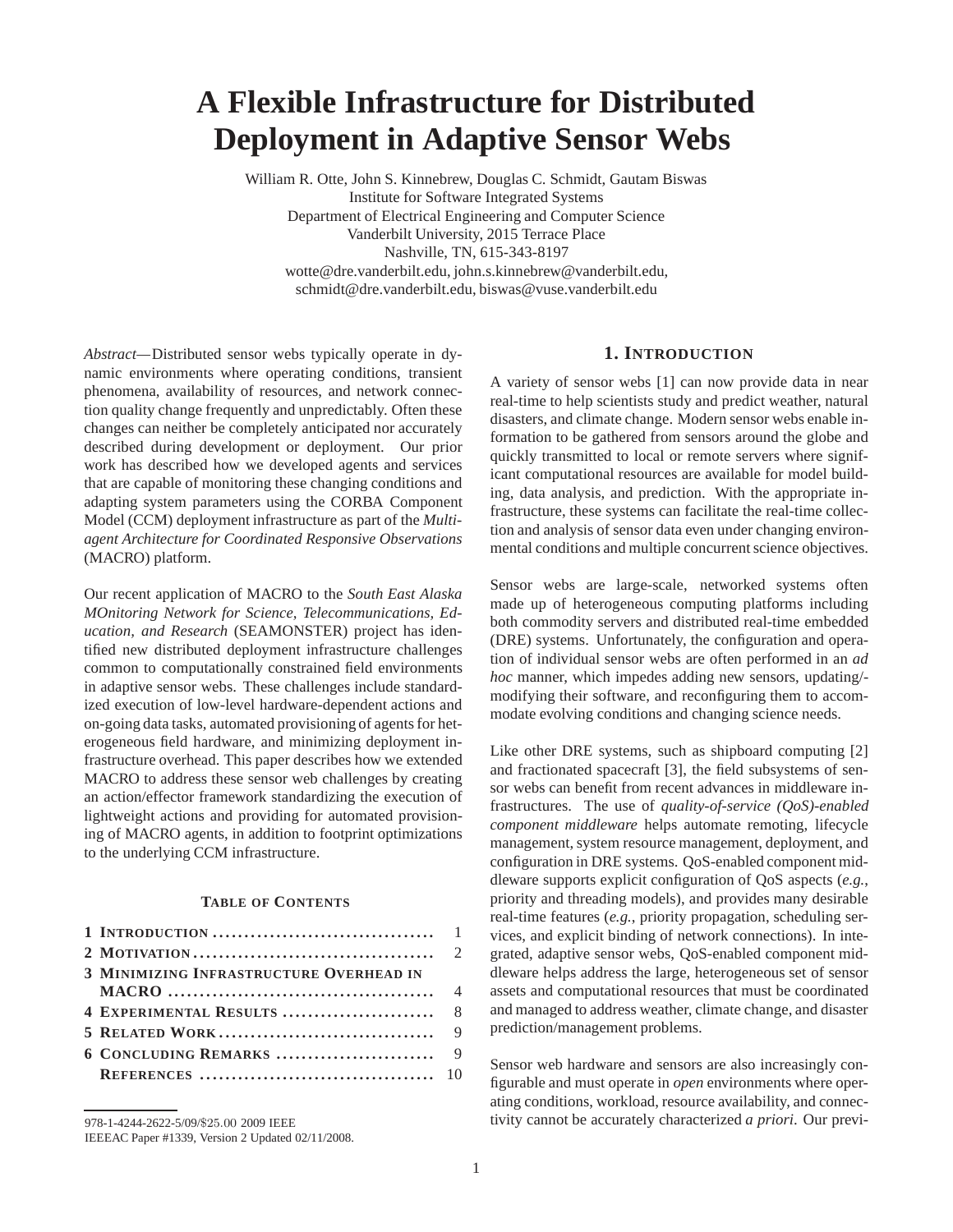# A Flexible Infrastructure for Distributed Deployment in Adaptive Sensor Webs

William R. Otte, John S. Kinnebrew, Douglas C. Schmidt, Gautam Biswas
Institute for Software Integrated Systems
Department of Electrical Engineering and Computer Science
Vanderbilt University, 2015 Terrace Place
Nashville, TN, 615-343-8197
wotte@dre.vanderbilt.edu, john.s.kinnebrew@vanderbilt.edu,
schmidt@dre.vanderbilt.edu, biswas@vuse.vanderbilt.edu

*Abstract*—Distributed sensor webs typically operate in dynamic environments where operating conditions, transient phenomena, availability of resources, and network connection quality change frequently and unpredictably. Often these changes can neither be completely anticipated nor accurately described during development or deployment. Our prior work has described how we developed agents and services that are capable of monitoring these changing conditions and adapting system parameters using the CORBA Component Model (CCM) deployment infrastructure as part of the *Multi-agent Architecture for Coordinated Responsive Observations* (MACRO) platform.

Our recent application of MACRO to the *South East Alaska MOnitoring Network for Science, Telecommunications, Education, and Research* (SEAMONSTER) project has identified new distributed deployment infrastructure challenges common to computationally constrained field environments in adaptive sensor webs. These challenges include standardized execution of low-level hardware-dependent actions and on-going data tasks, automated provisioning of agents for heterogeneous field hardware, and minimizing deployment infrastructure overhead. This paper describes how we extended MACRO to address these sensor web challenges by creating an action/effector framework standardizing the execution of lightweight actions and providing for automated provisioning of MACRO agents, in addition to footprint optimizations to the underlying CCM infrastructure.

**TABLE OF CONTENTS**

| | |
|---|---|
| **1 INTRODUCTION** | 1 |
| **2 MOTIVATION** | 2 |
| **3 MINIMIZING INFRASTRUCTURE OVERHEAD IN MACRO** | 4 |
| **4 EXPERIMENTAL RESULTS** | 8 |
| **5 RELATED WORK** | 9 |
| **6 CONCLUDING REMARKS** | 9 |
| **REFERENCES** | 10 |

978-1-4244-2622-5/09/$25.00 2009 IEEE
IEEEAC Paper #1339, Version 2 Updated 02/11/2008.

## 1. INTRODUCTION

A variety of sensor webs [1] can now provide data in near real-time to help scientists study and predict weather, natural disasters, and climate change. Modern sensor webs enable information to be gathered from sensors around the globe and quickly transmitted to local or remote servers where significant computational resources are available for model building, data analysis, and prediction. With the appropriate infrastructure, these systems can facilitate the real-time collection and analysis of sensor data even under changing environmental conditions and multiple concurrent science objectives.

Sensor webs are large-scale, networked systems often made up of heterogeneous computing platforms including both commodity servers and distributed real-time embedded (DRE) systems. Unfortunately, the configuration and operation of individual sensor webs are often performed in an *ad hoc* manner, which impedes adding new sensors, updating/-modifying their software, and reconfiguring them to accommodate evolving conditions and changing science needs.

Like other DRE systems, such as shipboard computing [2] and fractionated spacecraft [3], the field subsystems of sensor webs can benefit from recent advances in middleware infrastructures. The use of *quality-of-service (QoS)-enabled component middleware* helps automate remoting, lifecycle management, system resource management, deployment, and configuration in DRE systems. QoS-enabled component middleware supports explicit configuration of QoS aspects (*e.g.*, priority and threading models), and provides many desirable real-time features (*e.g.*, priority propagation, scheduling services, and explicit binding of network connections). In integrated, adaptive sensor webs, QoS-enabled component middleware helps address the large, heterogeneous set of sensor assets and computational resources that must be coordinated and managed to address weather, climate change, and disaster prediction/management problems.

Sensor web hardware and sensors are also increasingly configurable and must operate in *open* environments where operating conditions, workload, resource availability, and connectivity cannot be accurately characterized *a priori*. Our previ-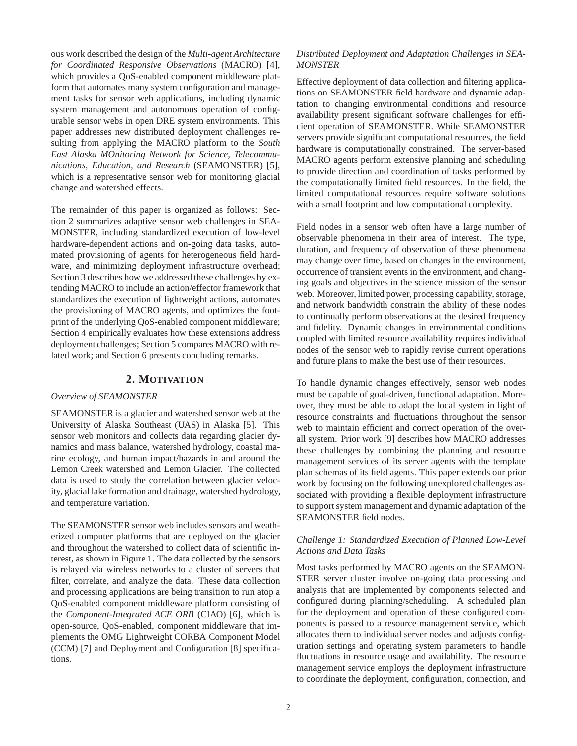ous work described the design of the *Multi-agent Architecture for Coordinated Responsive Observations* (MACRO) [4], which provides a QoS-enabled component middleware platform that automates many system configuration and management tasks for sensor web applications, including dynamic system management and autonomous operation of configurable sensor webs in open DRE system environments. This paper addresses new distributed deployment challenges resulting from applying the MACRO platform to the *South East Alaska MOnitoring Network for Science, Telecommunications, Education, and Research* (SEAMONSTER) [5], which is a representative sensor web for monitoring glacial change and watershed effects.

The remainder of this paper is organized as follows: Section 2 summarizes adaptive sensor web challenges in SEAMONSTER, including standardized execution of low-level hardware-dependent actions and on-going data tasks, automated provisioning of agents for heterogeneous field hardware, and minimizing deployment infrastructure overhead; Section 3 describes how we addressed these challenges by extending MACRO to include an action/effector framework that standardizes the execution of lightweight actions, automates the provisioning of MACRO agents, and optimizes the footprint of the underlying QoS-enabled component middleware; Section 4 empirically evaluates how these extensions address deployment challenges; Section 5 compares MACRO with related work; and Section 6 presents concluding remarks.

## 2. MOTIVATION

*Overview of SEAMONSTER*

SEAMONSTER is a glacier and watershed sensor web at the University of Alaska Southeast (UAS) in Alaska [5]. This sensor web monitors and collects data regarding glacier dynamics and mass balance, watershed hydrology, coastal marine ecology, and human impact/hazards in and around the Lemon Creek watershed and Lemon Glacier. The collected data is used to study the correlation between glacier velocity, glacial lake formation and drainage, watershed hydrology, and temperature variation.

The SEAMONSTER sensor web includes sensors and weatherized computer platforms that are deployed on the glacier and throughout the watershed to collect data of scientific interest, as shown in Figure 1. The data collected by the sensors is relayed via wireless networks to a cluster of servers that filter, correlate, and analyze the data. These data collection and processing applications are being transition to run atop a QoS-enabled component middleware platform consisting of the *Component-Integrated ACE ORB* (CIAO) [6], which is open-source, QoS-enabled, component middleware that implements the OMG Lightweight CORBA Component Model (CCM) [7] and Deployment and Configuration [8] specifications.

*Distributed Deployment and Adaptation Challenges in SEAMONSTER*

Effective deployment of data collection and filtering applications on SEAMONSTER field hardware and dynamic adaptation to changing environmental conditions and resource availability present significant software challenges for efficient operation of SEAMONSTER. While SEAMONSTER servers provide significant computational resources, the field hardware is computationally constrained. The server-based MACRO agents perform extensive planning and scheduling to provide direction and coordination of tasks performed by the computationally limited field resources. In the field, the limited computational resources require software solutions with a small footprint and low computational complexity.

Field nodes in a sensor web often have a large number of observable phenomena in their area of interest. The type, duration, and frequency of observation of these phenomena may change over time, based on changes in the environment, occurrence of transient events in the environment, and changing goals and objectives in the science mission of the sensor web. Moreover, limited power, processing capability, storage, and network bandwidth constrain the ability of these nodes to continually perform observations at the desired frequency and fidelity. Dynamic changes in environmental conditions coupled with limited resource availability requires individual nodes of the sensor web to rapidly revise current operations and future plans to make the best use of their resources.

To handle dynamic changes effectively, sensor web nodes must be capable of goal-driven, functional adaptation. Moreover, they must be able to adapt the local system in light of resource constraints and fluctuations throughout the sensor web to maintain efficient and correct operation of the overall system. Prior work [9] describes how MACRO addresses these challenges by combining the planning and resource management services of its server agents with the template plan schemas of its field agents. This paper extends our prior work by focusing on the following unexplored challenges associated with providing a flexible deployment infrastructure to support system management and dynamic adaptation of the SEAMONSTER field nodes.

*Challenge 1: Standardized Execution of Planned Low-Level Actions and Data Tasks*

Most tasks performed by MACRO agents on the SEAMONSTER server cluster involve on-going data processing and analysis that are implemented by components selected and configured during planning/scheduling. A scheduled plan for the deployment and operation of these configured components is passed to a resource management service, which allocates them to individual server nodes and adjusts configuration settings and operating system parameters to handle fluctuations in resource usage and availability. The resource management service employs the deployment infrastructure to coordinate the deployment, configuration, connection, and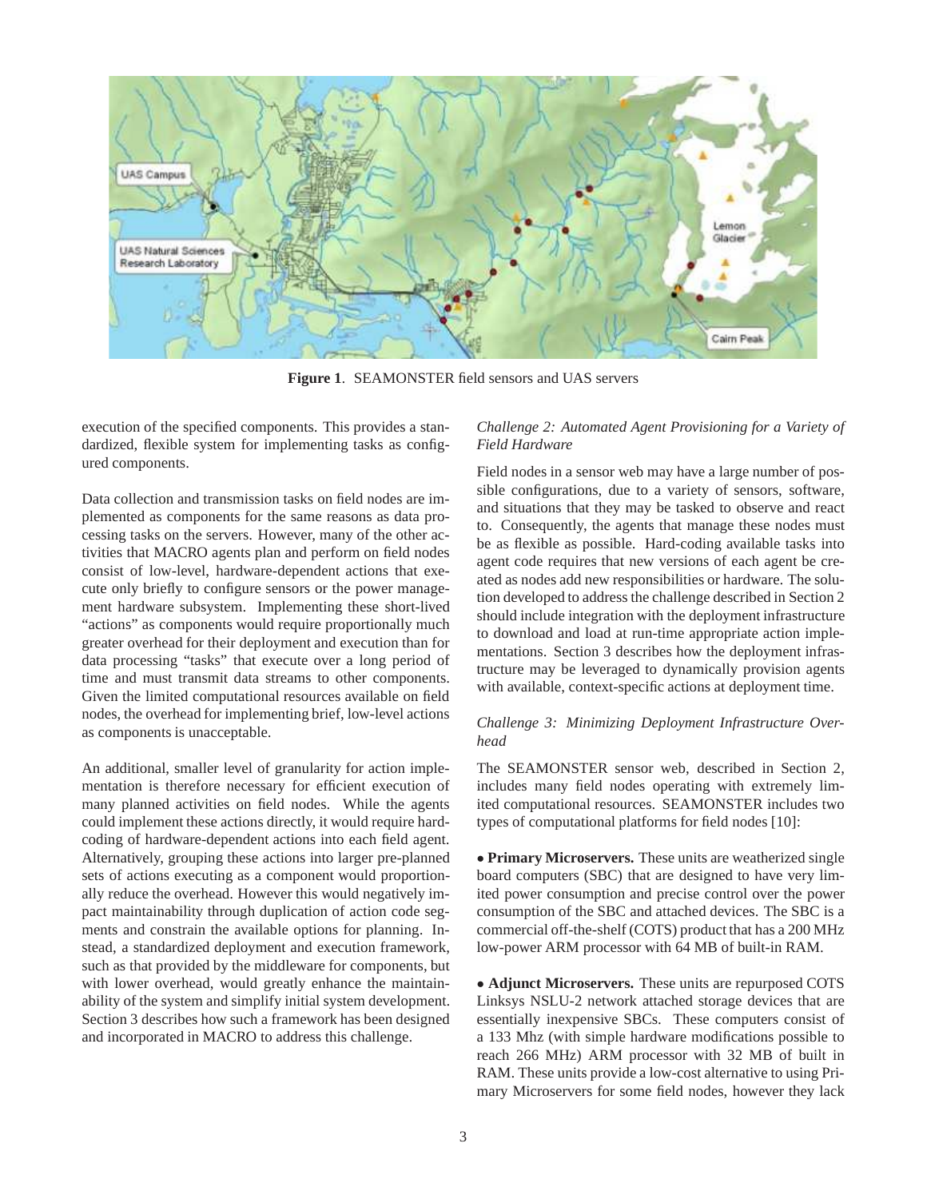**Figure 1**. SEAMONSTER field sensors and UAS servers

execution of the specified components. This provides a standardized, flexible system for implementing tasks as configured components.

Data collection and transmission tasks on field nodes are implemented as components for the same reasons as data processing tasks on the servers. However, many of the other activities that MACRO agents plan and perform on field nodes consist of low-level, hardware-dependent actions that execute only briefly to configure sensors or the power management hardware subsystem. Implementing these short-lived "actions" as components would require proportionally much greater overhead for their deployment and execution than for data processing "tasks" that execute over a long period of time and must transmit data streams to other components. Given the limited computational resources available on field nodes, the overhead for implementing brief, low-level actions as components is unacceptable.

An additional, smaller level of granularity for action implementation is therefore necessary for efficient execution of many planned activities on field nodes. While the agents could implement these actions directly, it would require hard-coding of hardware-dependent actions into each field agent. Alternatively, grouping these actions into larger pre-planned sets of actions executing as a component would proportionally reduce the overhead. However this would negatively impact maintainability through duplication of action code segments and constrain the available options for planning. Instead, a standardized deployment and execution framework, such as that provided by the middleware for components, but with lower overhead, would greatly enhance the maintainability of the system and simplify initial system development. Section 3 describes how such a framework has been designed and incorporated in MACRO to address this challenge.

*Challenge 2: Automated Agent Provisioning for a Variety of Field Hardware*

Field nodes in a sensor web may have a large number of possible configurations, due to a variety of sensors, software, and situations that they may be tasked to observe and react to. Consequently, the agents that manage these nodes must be as flexible as possible. Hard-coding available tasks into agent code requires that new versions of each agent be created as nodes add new responsibilities or hardware. The solution developed to address the challenge described in Section 2 should include integration with the deployment infrastructure to download and load at run-time appropriate action implementations. Section 3 describes how the deployment infrastructure may be leveraged to dynamically provision agents with available, context-specific actions at deployment time.

*Challenge 3: Minimizing Deployment Infrastructure Overhead*

The SEAMONSTER sensor web, described in Section 2, includes many field nodes operating with extremely limited computational resources. SEAMONSTER includes two types of computational platforms for field nodes [10]:

- **Primary Microservers.** These units are weatherized single board computers (SBC) that are designed to have very limited power consumption and precise control over the power consumption of the SBC and attached devices. The SBC is a commercial off-the-shelf (COTS) product that has a 200 MHz low-power ARM processor with 64 MB of built-in RAM.

- **Adjunct Microservers.** These units are repurposed COTS Linksys NSLU-2 network attached storage devices that are essentially inexpensive SBCs. These computers consist of a 133 Mhz (with simple hardware modifications possible to reach 266 MHz) ARM processor with 32 MB of built in RAM. These units provide a low-cost alternative to using Primary Microservers for some field nodes, however they lack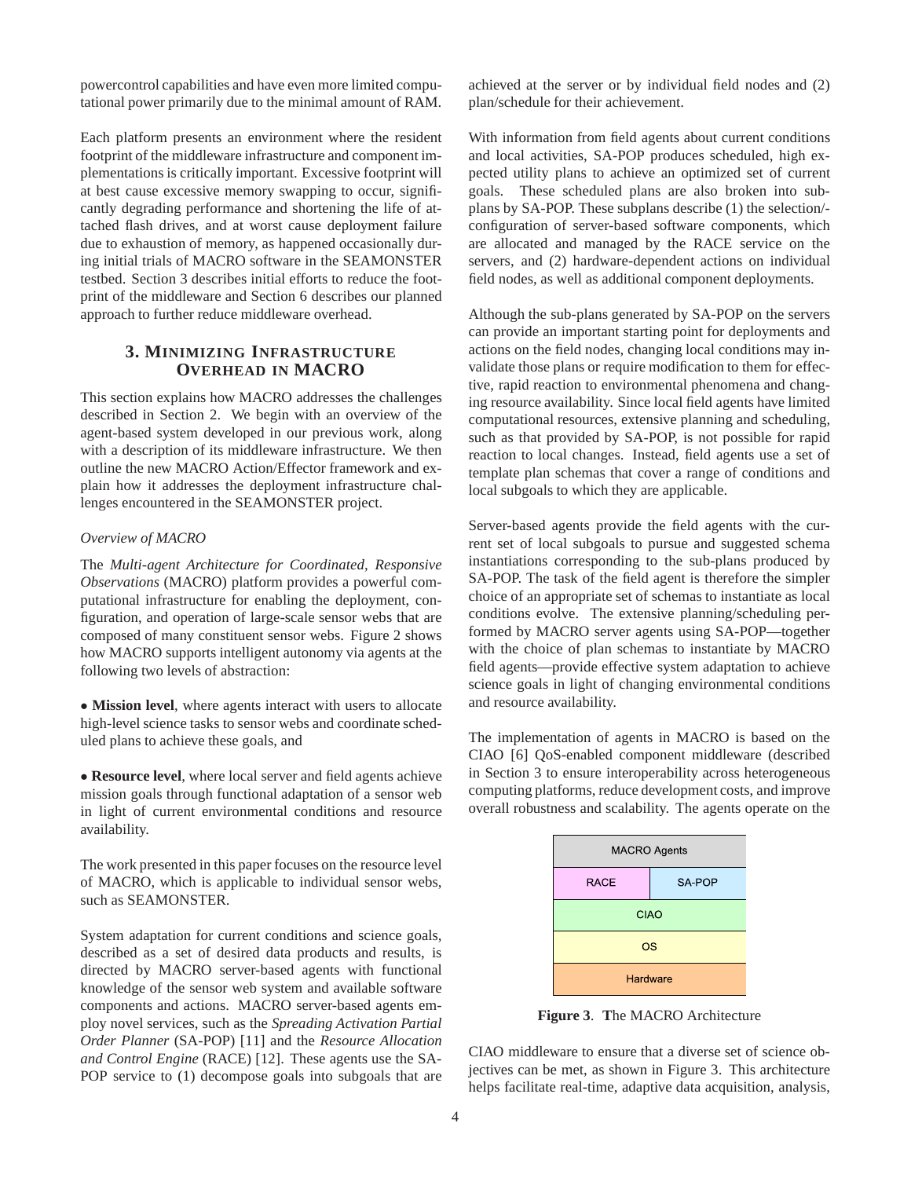powercontrol capabilities and have even more limited computational power primarily due to the minimal amount of RAM.

Each platform presents an environment where the resident footprint of the middleware infrastructure and component implementations is critically important. Excessive footprint will at best cause excessive memory swapping to occur, significantly degrading performance and shortening the life of attached flash drives, and at worst cause deployment failure due to exhaustion of memory, as happened occasionally during initial trials of MACRO software in the SEAMONSTER testbed. Section 3 describes initial efforts to reduce the footprint of the middleware and Section 6 describes our planned approach to further reduce middleware overhead.

## 3. Minimizing Infrastructure Overhead in MACRO

This section explains how MACRO addresses the challenges described in Section 2. We begin with an overview of the agent-based system developed in our previous work, along with a description of its middleware infrastructure. We then outline the new MACRO Action/Effector framework and explain how it addresses the deployment infrastructure challenges encountered in the SEAMONSTER project.

*Overview of MACRO*

The *Multi-agent Architecture for Coordinated, Responsive Observations* (MACRO) platform provides a powerful computational infrastructure for enabling the deployment, configuration, and operation of large-scale sensor webs that are composed of many constituent sensor webs. Figure 2 shows how MACRO supports intelligent autonomy via agents at the following two levels of abstraction:

- **Mission level**, where agents interact with users to allocate high-level science tasks to sensor webs and coordinate scheduled plans to achieve these goals, and

- **Resource level**, where local server and field agents achieve mission goals through functional adaptation of a sensor web in light of current environmental conditions and resource availability.

The work presented in this paper focuses on the resource level of MACRO, which is applicable to individual sensor webs, such as SEAMONSTER.

System adaptation for current conditions and science goals, described as a set of desired data products and results, is directed by MACRO server-based agents with functional knowledge of the sensor web system and available software components and actions. MACRO server-based agents employ novel services, such as the *Spreading Activation Partial Order Planner* (SA-POP) [11] and the *Resource Allocation and Control Engine* (RACE) [12]. These agents use the SA-POP service to (1) decompose goals into subgoals that are achieved at the server or by individual field nodes and (2) plan/schedule for their achievement.

With information from field agents about current conditions and local activities, SA-POP produces scheduled, high expected utility plans to achieve an optimized set of current goals. These scheduled plans are also broken into subplans by SA-POP. These subplans describe (1) the selection/-configuration of server-based software components, which are allocated and managed by the RACE service on the servers, and (2) hardware-dependent actions on individual field nodes, as well as additional component deployments.

Although the sub-plans generated by SA-POP on the servers can provide an important starting point for deployments and actions on the field nodes, changing local conditions may invalidate those plans or require modification to them for effective, rapid reaction to environmental phenomena and changing resource availability. Since local field agents have limited computational resources, extensive planning and scheduling, such as that provided by SA-POP, is not possible for rapid reaction to local changes. Instead, field agents use a set of template plan schemas that cover a range of conditions and local subgoals to which they are applicable.

Server-based agents provide the field agents with the current set of local subgoals to pursue and suggested schema instantiations corresponding to the sub-plans produced by SA-POP. The task of the field agent is therefore the simpler choice of an appropriate set of schemas to instantiate as local conditions evolve. The extensive planning/scheduling performed by MACRO server agents using SA-POP—together with the choice of plan schemas to instantiate by MACRO field agents—provide effective system adaptation to achieve science goals in light of changing environmental conditions and resource availability.

The implementation of agents in MACRO is based on the CIAO [6] QoS-enabled component middleware (described in Section 3 to ensure interoperability across heterogeneous computing platforms, reduce development costs, and improve overall robustness and scalability. The agents operate on the CIAO middleware to ensure that a diverse set of science objectives can be met, as shown in Figure 3. This architecture helps facilitate real-time, adaptive data acquisition, analysis,

| MACRO Agents | |
|---|---|
| RACE | SA-POP |
| CIAO | |
| OS | |
| Hardware | |

**Figure 3**. **T**he MACRO Architecture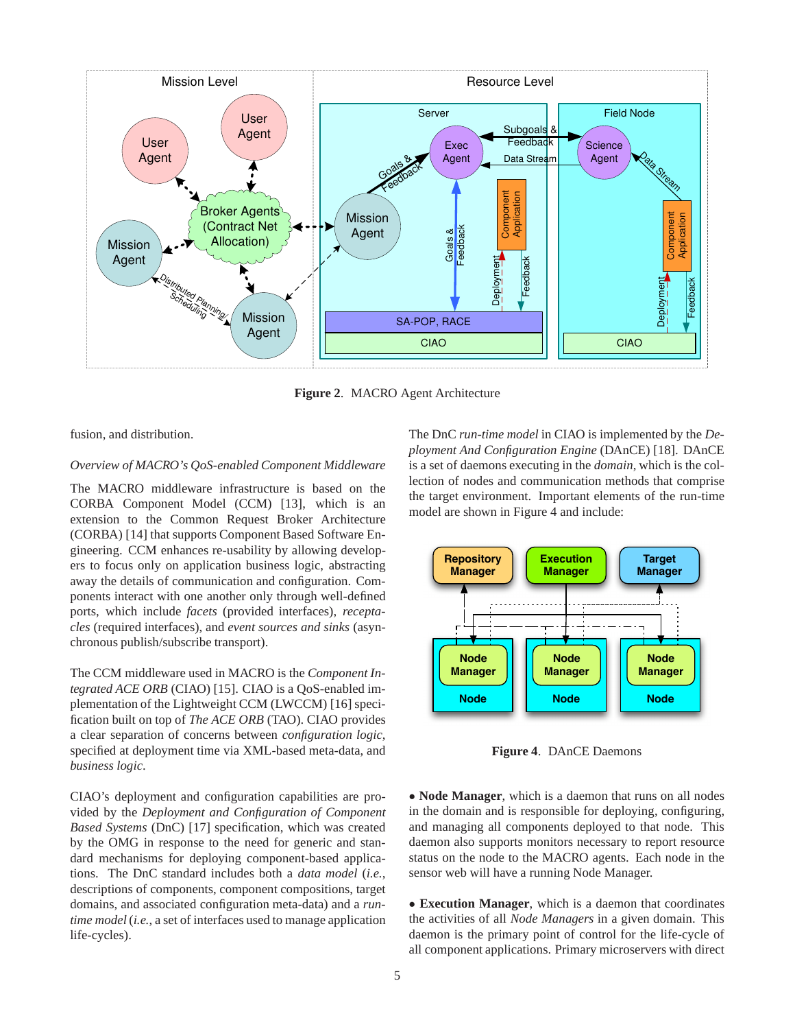Figure 2. MACRO Agent Architecture

fusion, and distribution.

*Overview of MACRO's QoS-enabled Component Middleware*

The MACRO middleware infrastructure is based on the CORBA Component Model (CCM) [13], which is an extension to the Common Request Broker Architecture (CORBA) [14] that supports Component Based Software Engineering. CCM enhances re-usability by allowing developers to focus only on application business logic, abstracting away the details of communication and configuration. Components interact with one another only through well-defined ports, which include *facets* (provided interfaces), *receptacles* (required interfaces), and *event sources and sinks* (asynchronous publish/subscribe transport).

The CCM middleware used in MACRO is the *Component Integrated ACE ORB* (CIAO) [15]. CIAO is a QoS-enabled implementation of the Lightweight CCM (LWCCM) [16] specification built on top of *The ACE ORB* (TAO). CIAO provides a clear separation of concerns between *configuration logic*, specified at deployment time via XML-based meta-data, and *business logic*.

CIAO's deployment and configuration capabilities are provided by the *Deployment and Configuration of Component Based Systems* (DnC) [17] specification, which was created by the OMG in response to the need for generic and standard mechanisms for deploying component-based applications. The DnC standard includes both a *data model* (*i.e.*, descriptions of components, component compositions, target domains, and associated configuration meta-data) and a *run-time model* (*i.e.*, a set of interfaces used to manage application life-cycles).

The DnC *run-time model* in CIAO is implemented by the *Deployment And Configuration Engine* (DAnCE) [18]. DAnCE is a set of daemons executing in the *domain*, which is the collection of nodes and communication methods that comprise the target environment. Important elements of the run-time model are shown in Figure 4 and include:

Figure 4. DAnCE Daemons

• **Node Manager**, which is a daemon that runs on all nodes in the domain and is responsible for deploying, configuring, and managing all components deployed to that node. This daemon also supports monitors necessary to report resource status on the node to the MACRO agents. Each node in the sensor web will have a running Node Manager.

• **Execution Manager**, which is a daemon that coordinates the activities of all *Node Managers* in a given domain. This daemon is the primary point of control for the life-cycle of all component applications. Primary microservers with direct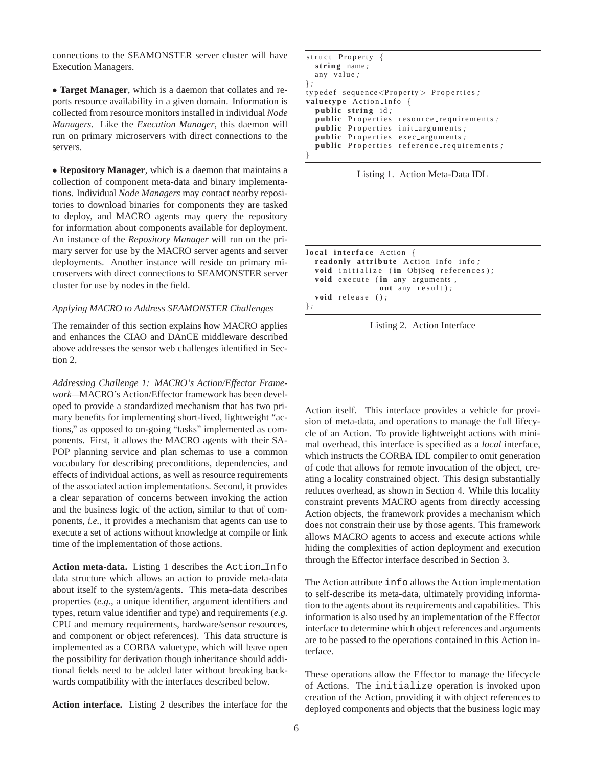connections to the SEAMONSTER server cluster will have Execution Managers.

- **Target Manager**, which is a daemon that collates and reports resource availability in a given domain. Information is collected from resource monitors installed in individual *Node Managers*. Like the *Execution Manager*, this daemon will run on primary microservers with direct connections to the servers.

- **Repository Manager**, which is a daemon that maintains a collection of component meta-data and binary implementations. Individual *Node Managers* may contact nearby repositories to download binaries for components they are tasked to deploy, and MACRO agents may query the repository for information about components available for deployment. An instance of the *Repository Manager* will run on the primary server for use by the MACRO server agents and server deployments. Another instance will reside on primary microservers with direct connections to SEAMONSTER server cluster for use by nodes in the field.

*Applying MACRO to Address SEAMONSTER Challenges*

The remainder of this section explains how MACRO applies and enhances the CIAO and DAnCE middleware described above addresses the sensor web challenges identified in Section 2.

*Addressing Challenge 1: MACRO's Action/Effector Framework*—MACRO's Action/Effector framework has been developed to provide a standardized mechanism that has two primary benefits for implementing short-lived, lightweight "actions," as opposed to on-going "tasks" implemented as components. First, it allows the MACRO agents with their SA-POP planning service and plan schemas to use a common vocabulary for describing preconditions, dependencies, and effects of individual actions, as well as resource requirements of the associated action implementations. Second, it provides a clear separation of concerns between invoking the action and the business logic of the action, similar to that of components, *i.e.*, it provides a mechanism that agents can use to execute a set of actions without knowledge at compile or link time of the implementation of those actions.

**Action meta-data.** Listing 1 describes the `Action_Info` data structure which allows an action to provide meta-data about itself to the system/agents. This meta-data describes properties (*e.g.*, a unique identifier, argument identifiers and types, return value identifier and type) and requirements (*e.g.* CPU and memory requirements, hardware/sensor resources, and component or object references). This data structure is implemented as a CORBA valuetype, which will leave open the possibility for derivation though inheritance should additional fields need to be added later without breaking backwards compatibility with the interfaces described below.

**Action interface.** Listing 2 describes the interface for the Action itself. This interface provides a vehicle for provision of meta-data, and operations to manage the full lifecycle of an Action. To provide lightweight actions with minimal overhead, this interface is specified as a *local* interface, which instructs the CORBA IDL compiler to omit generation of code that allows for remote invocation of the object, creating a locality constrained object. This design substantially reduces overhead, as shown in Section 4. While this locality constraint prevents MACRO agents from directly accessing Action objects, the framework provides a mechanism which does not constrain their use by those agents. This framework allows MACRO agents to access and execute actions while hiding the complexities of action deployment and execution through the Effector interface described in Section 3.

```
struct Property {
  string name;
  any value;
};
typedef sequence<Property> Properties;
valuetype Action_Info {
  public string id;
  public Properties resource_requirements;
  public Properties init_arguments;
  public Properties exec_arguments;
  public Properties reference_requirements;
}
```

Listing 1. Action Meta-Data IDL

```
local interface Action {
  readonly attribute Action_Info info;
  void initialize (in ObjSeq references);
  void execute (in any arguments,
                out any result);
  void release ();
};
```

Listing 2. Action Interface

The Action attribute `info` allows the Action implementation to self-describe its meta-data, ultimately providing information to the agents about its requirements and capabilities. This information is also used by an implementation of the Effector interface to determine which object references and arguments are to be passed to the operations contained in this Action interface.

These operations allow the Effector to manage the lifecycle of Actions. The `initialize` operation is invoked upon creation of the Action, providing it with object references to deployed components and objects that the business logic may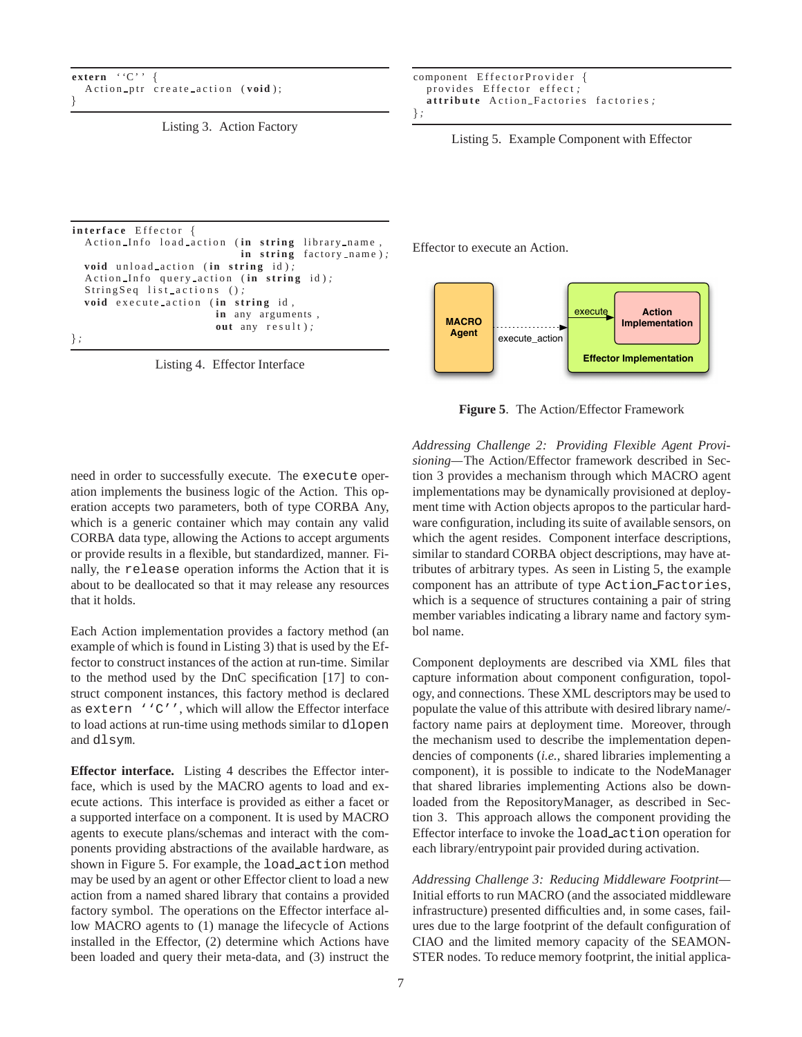```
extern ''C'' {
  Action_ptr create_action (void);
}
```

Listing 3. Action Factory

```
interface Effector {
  Action_Info load_action (in string library_name,
                           in string factory_name);
  void unload_action (in string id);
  Action_Info query_action (in string id);
  StringSeq list_actions ();
  void execute_action (in string id,
                       in any arguments,
                       out any result);
};
```

Listing 4. Effector Interface

need in order to successfully execute. The `execute` operation implements the business logic of the Action. This operation accepts two parameters, both of type CORBA Any, which is a generic container which may contain any valid CORBA data type, allowing the Actions to accept arguments or provide results in a flexible, but standardized, manner. Finally, the `release` operation informs the Action that it is about to be deallocated so that it may release any resources that it holds.

Each Action implementation provides a factory method (an example of which is found in Listing 3) that is used by the Effector to construct instances of the action at run-time. Similar to the method used by the DnC specification [17] to construct component instances, this factory method is declared as `extern ''C''`, which will allow the Effector interface to load actions at run-time using methods similar to `dlopen` and `dlsym`.

**Effector interface.** Listing 4 describes the Effector interface, which is used by the MACRO agents to load and execute actions. This interface is provided as either a facet or a supported interface on a component. It is used by MACRO agents to execute plans/schemas and interact with the components providing abstractions of the available hardware, as shown in Figure 5. For example, the `load_action` method may be used by an agent or other Effector client to load a new action from a named shared library that contains a provided factory symbol. The operations on the Effector interface allow MACRO agents to (1) manage the lifecycle of Actions installed in the Effector, (2) determine which Actions have been loaded and query their meta-data, and (3) instruct the Effector to execute an Action.

```
component EffectorProvider {
  provides Effector effect;
  attribute Action_Factories factories;
};
```

Listing 5. Example Component with Effector

**Figure 5**. The Action/Effector Framework

*Addressing Challenge 2: Providing Flexible Agent Provisioning*—The Action/Effector framework described in Section 3 provides a mechanism through which MACRO agent implementations may be dynamically provisioned at deployment time with Action objects apropos to the particular hardware configuration, including its suite of available sensors, on which the agent resides. Component interface descriptions, similar to standard CORBA object descriptions, may have attributes of arbitrary types. As seen in Listing 5, the example component has an attribute of type `Action_Factories`, which is a sequence of structures containing a pair of string member variables indicating a library name and factory symbol name.

Component deployments are described via XML files that capture information about component configuration, topology, and connections. These XML descriptors may be used to populate the value of this attribute with desired library name/factory name pairs at deployment time. Moreover, through the mechanism used to describe the implementation dependencies of components (*i.e.*, shared libraries implementing a component), it is possible to indicate to the NodeManager that shared libraries implementing Actions also be downloaded from the RepositoryManager, as described in Section 3. This approach allows the component providing the Effector interface to invoke the `load_action` operation for each library/entrypoint pair provided during activation.

*Addressing Challenge 3: Reducing Middleware Footprint*—Initial efforts to run MACRO (and the associated middleware infrastructure) presented difficulties and, in some cases, failures due to the large footprint of the default configuration of CIAO and the limited memory capacity of the SEAMONSTER nodes. To reduce memory footprint, the initial applica-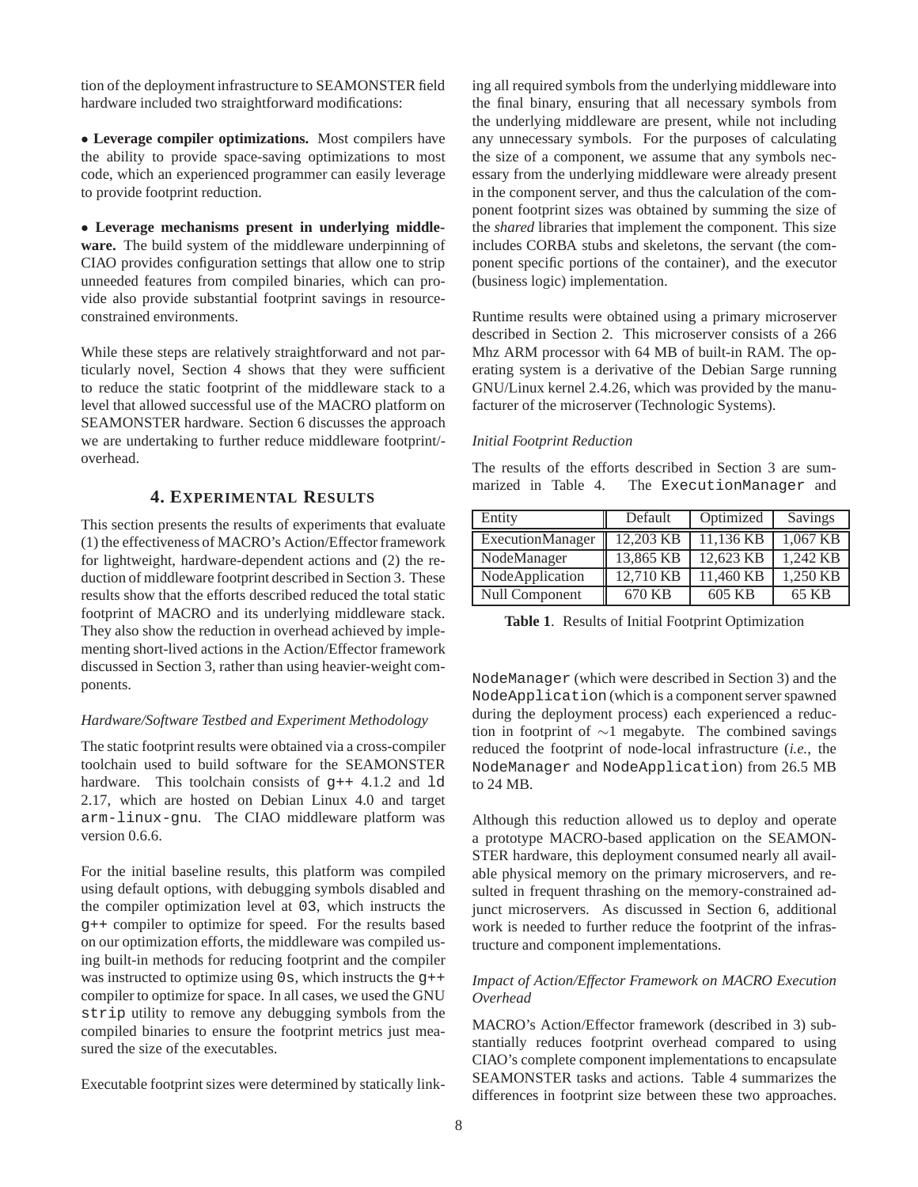tion of the deployment infrastructure to SEAMONSTER field hardware included two straightforward modifications:

- **Leverage compiler optimizations.** Most compilers have the ability to provide space-saving optimizations to most code, which an experienced programmer can easily leverage to provide footprint reduction.

- **Leverage mechanisms present in underlying middleware.** The build system of the middleware underpinning of CIAO provides configuration settings that allow one to strip unneeded features from compiled binaries, which can provide also provide substantial footprint savings in resource-constrained environments.

While these steps are relatively straightforward and not particularly novel, Section 4 shows that they were sufficient to reduce the static footprint of the middleware stack to a level that allowed successful use of the MACRO platform on SEAMONSTER hardware. Section 6 discusses the approach we are undertaking to further reduce middleware footprint/-overhead.

## 4. Experimental Results

This section presents the results of experiments that evaluate (1) the effectiveness of MACRO's Action/Effector framework for lightweight, hardware-dependent actions and (2) the reduction of middleware footprint described in Section 3. These results show that the efforts described reduced the total static footprint of MACRO and its underlying middleware stack. They also show the reduction in overhead achieved by implementing short-lived actions in the Action/Effector framework discussed in Section 3, rather than using heavier-weight components.

### *Hardware/Software Testbed and Experiment Methodology*

The static footprint results were obtained via a cross-compiler toolchain used to build software for the SEAMONSTER hardware. This toolchain consists of `g++` 4.1.2 and `ld` 2.17, which are hosted on Debian Linux 4.0 and target `arm-linux-gnu`. The CIAO middleware platform was version 0.6.6.

For the initial baseline results, this platform was compiled using default options, with debugging symbols disabled and the compiler optimization level at `O3`, which instructs the `g++` compiler to optimize for speed. For the results based on our optimization efforts, the middleware was compiled using built-in methods for reducing footprint and the compiler was instructed to optimize using `Os`, which instructs the `g++` compiler to optimize for space. In all cases, we used the GNU `strip` utility to remove any debugging symbols from the compiled binaries to ensure the footprint metrics just measured the size of the executables.

Executable footprint sizes were determined by statically linking all required symbols from the underlying middleware into the final binary, ensuring that all necessary symbols from the underlying middleware are present, while not including any unnecessary symbols. For the purposes of calculating the size of a component, we assume that any symbols necessary from the underlying middleware were already present in the component server, and thus the calculation of the component footprint sizes was obtained by summing the size of the *shared* libraries that implement the component. This size includes CORBA stubs and skeletons, the servant (the component specific portions of the container), and the executor (business logic) implementation.

Runtime results were obtained using a primary microserver described in Section 2. This microserver consists of a 266 Mhz ARM processor with 64 MB of built-in RAM. The operating system is a derivative of the Debian Sarge running GNU/Linux kernel 2.4.26, which was provided by the manufacturer of the microserver (Technologic Systems).

### *Initial Footprint Reduction*

The results of the efforts described in Section 3 are summarized in Table 4. The `ExecutionManager` and `NodeManager` (which were described in Section 3) and the `NodeApplication` (which is a component server spawned during the deployment process) each experienced a reduction in footprint of ∼1 megabyte. The combined savings reduced the footprint of node-local infrastructure (*i.e.*, the `NodeManager` and `NodeApplication`) from 26.5 MB to 24 MB.

| Entity | Default | Optimized | Savings |
|---|---|---|---|
| ExecutionManager | 12,203 KB | 11,136 KB | 1,067 KB |
| NodeManager | 13,865 KB | 12,623 KB | 1,242 KB |
| NodeApplication | 12,710 KB | 11,460 KB | 1,250 KB |
| Null Component | 670 KB | 605 KB | 65 KB |

**Table 1**. Results of Initial Footprint Optimization

Although this reduction allowed us to deploy and operate a prototype MACRO-based application on the SEAMONSTER hardware, this deployment consumed nearly all available physical memory on the primary microservers, and resulted in frequent thrashing on the memory-constrained adjunct microservers. As discussed in Section 6, additional work is needed to further reduce the footprint of the infrastructure and component implementations.

### *Impact of Action/Effector Framework on MACRO Execution Overhead*

MACRO's Action/Effector framework (described in 3) substantially reduces footprint overhead compared to using CIAO's complete component implementations to encapsulate SEAMONSTER tasks and actions. Table 4 summarizes the differences in footprint size between these two approaches.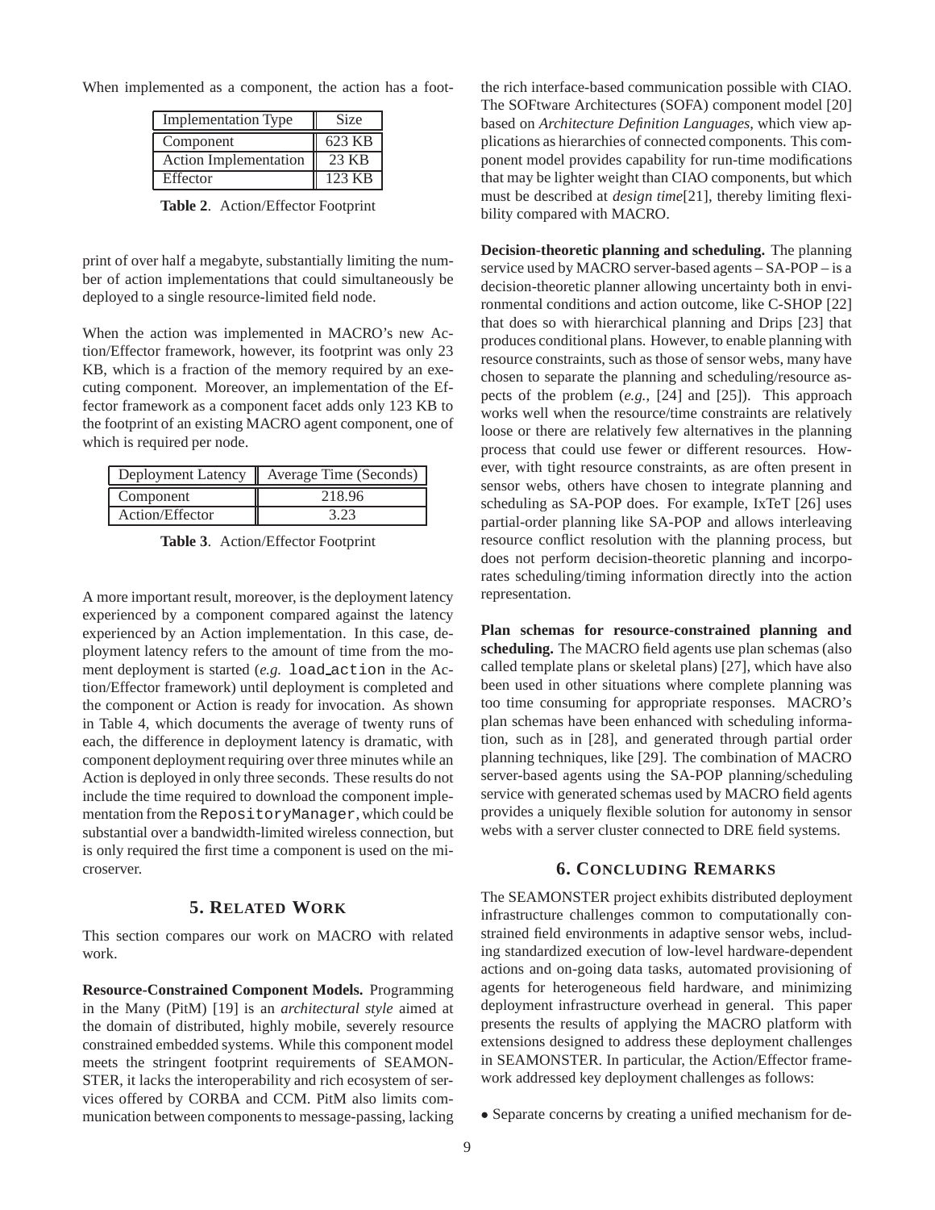When implemented as a component, the action has a footprint of over half a megabyte, substantially limiting the number of action implementations that could simultaneously be deployed to a single resource-limited field node.

| Implementation Type | Size |
|---|---|
| Component | 623 KB |
| Action Implementation | 23 KB |
| Effector | 123 KB |

**Table 2**. Action/Effector Footprint

When the action was implemented in MACRO's new Action/Effector framework, however, its footprint was only 23 KB, which is a fraction of the memory required by an executing component. Moreover, an implementation of the Effector framework as a component facet adds only 123 KB to the footprint of an existing MACRO agent component, one of which is required per node.

| Deployment Latency | Average Time (Seconds) |
|---|---|
| Component | 218.96 |
| Action/Effector | 3.23 |

**Table 3**. Action/Effector Footprint

A more important result, moreover, is the deployment latency experienced by a component compared against the latency experienced by an Action implementation. In this case, deployment latency refers to the amount of time from the moment deployment is started (*e.g.* `load_action` in the Action/Effector framework) until deployment is completed and the component or Action is ready for invocation. As shown in Table 4, which documents the average of twenty runs of each, the difference in deployment latency is dramatic, with component deployment requiring over three minutes while an Action is deployed in only three seconds. These results do not include the time required to download the component implementation from the `RepositoryManager`, which could be substantial over a bandwidth-limited wireless connection, but is only required the first time a component is used on the microserver.

## 5. Related Work

This section compares our work on MACRO with related work.

**Resource-Constrained Component Models.** Programming in the Many (PitM) [19] is an *architectural style* aimed at the domain of distributed, highly mobile, severely resource constrained embedded systems. While this component model meets the stringent footprint requirements of SEAMONSTER, it lacks the interoperability and rich ecosystem of services offered by CORBA and CCM. PitM also limits communication between components to message-passing, lacking the rich interface-based communication possible with CIAO. The SOFtware Architectures (SOFA) component model [20] based on *Architecture Definition Languages*, which view applications as hierarchies of connected components. This component model provides capability for run-time modifications that may be lighter weight than CIAO components, but which must be described at *design time*[21], thereby limiting flexibility compared with MACRO.

**Decision-theoretic planning and scheduling.** The planning service used by MACRO server-based agents – SA-POP – is a decision-theoretic planner allowing uncertainty both in environmental conditions and action outcome, like C-SHOP [22] that does so with hierarchical planning and Drips [23] that produces conditional plans. However, to enable planning with resource constraints, such as those of sensor webs, many have chosen to separate the planning and scheduling/resource aspects of the problem (*e.g.*, [24] and [25]). This approach works well when the resource/time constraints are relatively loose or there are relatively few alternatives in the planning process that could use fewer or different resources. However, with tight resource constraints, as are often present in sensor webs, others have chosen to integrate planning and scheduling as SA-POP does. For example, IxTeT [26] uses partial-order planning like SA-POP and allows interleaving resource conflict resolution with the planning process, but does not perform decision-theoretic planning and incorporates scheduling/timing information directly into the action representation.

**Plan schemas for resource-constrained planning and scheduling.** The MACRO field agents use plan schemas (also called template plans or skeletal plans) [27], which have also been used in other situations where complete planning was too time consuming for appropriate responses. MACRO's plan schemas have been enhanced with scheduling information, such as in [28], and generated through partial order planning techniques, like [29]. The combination of MACRO server-based agents using the SA-POP planning/scheduling service with generated schemas used by MACRO field agents provides a uniquely flexible solution for autonomy in sensor webs with a server cluster connected to DRE field systems.

## 6. Concluding Remarks

The SEAMONSTER project exhibits distributed deployment infrastructure challenges common to computationally constrained field environments in adaptive sensor webs, including standardized execution of low-level hardware-dependent actions and on-going data tasks, automated provisioning of agents for heterogeneous field hardware, and minimizing deployment infrastructure overhead in general. This paper presents the results of applying the MACRO platform with extensions designed to address these deployment challenges in SEAMONSTER. In particular, the Action/Effector framework addressed key deployment challenges as follows:

- Separate concerns by creating a unified mechanism for de-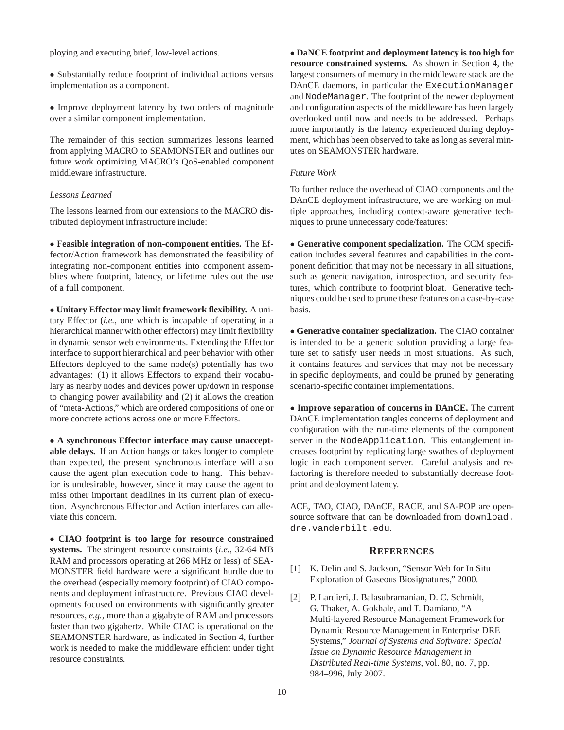ploying and executing brief, low-level actions.

• Substantially reduce footprint of individual actions versus implementation as a component.

• Improve deployment latency by two orders of magnitude over a similar component implementation.

The remainder of this section summarizes lessons learned from applying MACRO to SEAMONSTER and outlines our future work optimizing MACRO's QoS-enabled component middleware infrastructure.

*Lessons Learned*

The lessons learned from our extensions to the MACRO distributed deployment infrastructure include:

• **Feasible integration of non-component entities.** The Effector/Action framework has demonstrated the feasibility of integrating non-component entities into component assemblies where footprint, latency, or lifetime rules out the use of a full component.

• **Unitary Effector may limit framework flexibility.** A unitary Effector (*i.e.*, one which is incapable of operating in a hierarchical manner with other effectors) may limit flexibility in dynamic sensor web environments. Extending the Effector interface to support hierarchical and peer behavior with other Effectors deployed to the same node(s) potentially has two advantages: (1) it allows Effectors to expand their vocabulary as nearby nodes and devices power up/down in response to changing power availability and (2) it allows the creation of "meta-Actions," which are ordered compositions of one or more concrete actions across one or more Effectors.

• **A synchronous Effector interface may cause unacceptable delays.** If an Action hangs or takes longer to complete than expected, the present synchronous interface will also cause the agent plan execution code to hang. This behavior is undesirable, however, since it may cause the agent to miss other important deadlines in its current plan of execution. Asynchronous Effector and Action interfaces can alleviate this concern.

• **CIAO footprint is too large for resource constrained systems.** The stringent resource constraints (*i.e.*, 32-64 MB RAM and processors operating at 266 MHz or less) of SEAMONSTER field hardware were a significant hurdle due to the overhead (especially memory footprint) of CIAO components and deployment infrastructure. Previous CIAO developments focused on environments with significantly greater resources, *e.g.*, more than a gigabyte of RAM and processors faster than two gigahertz. While CIAO is operational on the SEAMONSTER hardware, as indicated in Section 4, further work is needed to make the middleware efficient under tight resource constraints.

• **DaNCE footprint and deployment latency is too high for resource constrained systems.** As shown in Section 4, the largest consumers of memory in the middleware stack are the DAnCE daemons, in particular the `ExecutionManager` and `NodeManager`. The footprint of the newer deployment and configuration aspects of the middleware has been largely overlooked until now and needs to be addressed. Perhaps more importantly is the latency experienced during deployment, which has been observed to take as long as several minutes on SEAMONSTER hardware.

*Future Work*

To further reduce the overhead of CIAO components and the DAnCE deployment infrastructure, we are working on multiple approaches, including context-aware generative techniques to prune unnecessary code/features:

• **Generative component specialization.** The CCM specification includes several features and capabilities in the component definition that may not be necessary in all situations, such as generic navigation, introspection, and security features, which contribute to footprint bloat. Generative techniques could be used to prune these features on a case-by-case basis.

• **Generative container specialization.** The CIAO container is intended to be a generic solution providing a large feature set to satisfy user needs in most situations. As such, it contains features and services that may not be necessary in specific deployments, and could be pruned by generating scenario-specific container implementations.

• **Improve separation of concerns in DAnCE.** The current DAnCE implementation tangles concerns of deployment and configuration with the run-time elements of the component server in the `NodeApplication`. This entanglement increases footprint by replicating large swathes of deployment logic in each component server. Careful analysis and refactoring is therefore needed to substantially decrease footprint and deployment latency.

ACE, TAO, CIAO, DAnCE, RACE, and SA-POP are open-source software that can be downloaded from `download.dre.vanderbilt.edu`.

## References

[1] K. Delin and S. Jackson, "Sensor Web for In Situ Exploration of Gaseous Biosignatures," 2000.

[2] P. Lardieri, J. Balasubramanian, D. C. Schmidt, G. Thaker, A. Gokhale, and T. Damiano, "A Multi-layered Resource Management Framework for Dynamic Resource Management in Enterprise DRE Systems," *Journal of Systems and Software: Special Issue on Dynamic Resource Management in Distributed Real-time Systems*, vol. 80, no. 7, pp. 984–996, July 2007.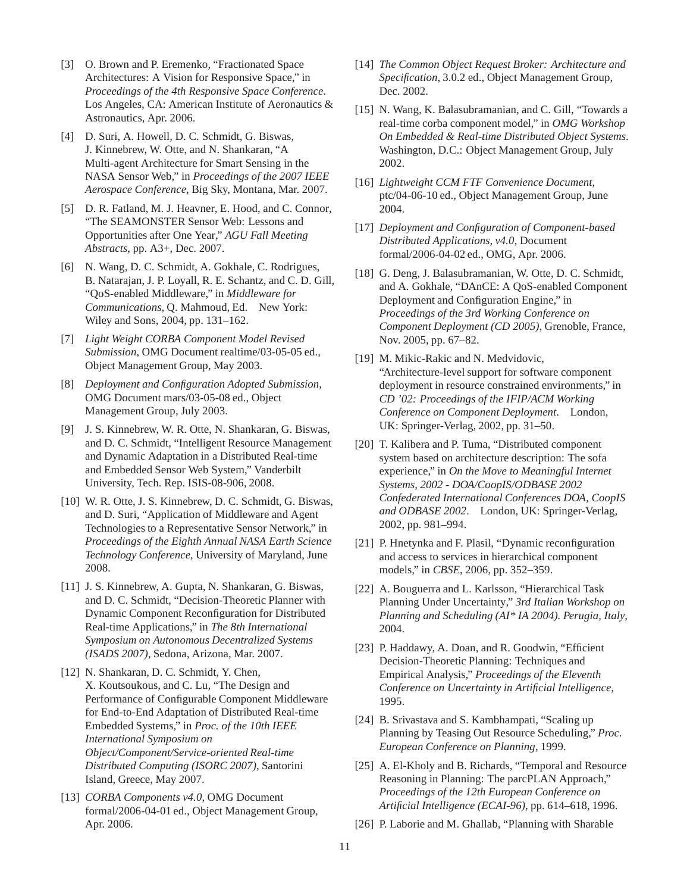[3] O. Brown and P. Eremenko, "Fractionated Space Architectures: A Vision for Responsive Space," in *Proceedings of the 4th Responsive Space Conference*. Los Angeles, CA: American Institute of Aeronautics & Astronautics, Apr. 2006.

[4] D. Suri, A. Howell, D. C. Schmidt, G. Biswas, J. Kinnebrew, W. Otte, and N. Shankaran, "A Multi-agent Architecture for Smart Sensing in the NASA Sensor Web," in *Proceedings of the 2007 IEEE Aerospace Conference*, Big Sky, Montana, Mar. 2007.

[5] D. R. Fatland, M. J. Heavner, E. Hood, and C. Connor, "The SEAMONSTER Sensor Web: Lessons and Opportunities after One Year," *AGU Fall Meeting Abstracts*, pp. A3+, Dec. 2007.

[6] N. Wang, D. C. Schmidt, A. Gokhale, C. Rodrigues, B. Natarajan, J. P. Loyall, R. E. Schantz, and C. D. Gill, "QoS-enabled Middleware," in *Middleware for Communications*, Q. Mahmoud, Ed. New York: Wiley and Sons, 2004, pp. 131–162.

[7] *Light Weight CORBA Component Model Revised Submission*, OMG Document realtime/03-05-05 ed., Object Management Group, May 2003.

[8] *Deployment and Configuration Adopted Submission*, OMG Document mars/03-05-08 ed., Object Management Group, July 2003.

[9] J. S. Kinnebrew, W. R. Otte, N. Shankaran, G. Biswas, and D. C. Schmidt, "Intelligent Resource Management and Dynamic Adaptation in a Distributed Real-time and Embedded Sensor Web System," Vanderbilt University, Tech. Rep. ISIS-08-906, 2008.

[10] W. R. Otte, J. S. Kinnebrew, D. C. Schmidt, G. Biswas, and D. Suri, "Application of Middleware and Agent Technologies to a Representative Sensor Network," in *Proceedings of the Eighth Annual NASA Earth Science Technology Conference*, University of Maryland, June 2008.

[11] J. S. Kinnebrew, A. Gupta, N. Shankaran, G. Biswas, and D. C. Schmidt, "Decision-Theoretic Planner with Dynamic Component Reconfiguration for Distributed Real-time Applications," in *The 8th International Symposium on Autonomous Decentralized Systems (ISADS 2007)*, Sedona, Arizona, Mar. 2007.

[12] N. Shankaran, D. C. Schmidt, Y. Chen, X. Koutsoukous, and C. Lu, "The Design and Performance of Configurable Component Middleware for End-to-End Adaptation of Distributed Real-time Embedded Systems," in *Proc. of the 10th IEEE International Symposium on Object/Component/Service-oriented Real-time Distributed Computing (ISORC 2007)*, Santorini Island, Greece, May 2007.

[13] *CORBA Components v4.0*, OMG Document formal/2006-04-01 ed., Object Management Group, Apr. 2006.

[14] *The Common Object Request Broker: Architecture and Specification*, 3.0.2 ed., Object Management Group, Dec. 2002.

[15] N. Wang, K. Balasubramanian, and C. Gill, "Towards a real-time corba component model," in *OMG Workshop On Embedded & Real-time Distributed Object Systems*. Washington, D.C.: Object Management Group, July 2002.

[16] *Lightweight CCM FTF Convenience Document*, ptc/04-06-10 ed., Object Management Group, June 2004.

[17] *Deployment and Configuration of Component-based Distributed Applications, v4.0*, Document formal/2006-04-02 ed., OMG, Apr. 2006.

[18] G. Deng, J. Balasubramanian, W. Otte, D. C. Schmidt, and A. Gokhale, "DAnCE: A QoS-enabled Component Deployment and Configuration Engine," in *Proceedings of the 3rd Working Conference on Component Deployment (CD 2005)*, Grenoble, France, Nov. 2005, pp. 67–82.

[19] M. Mikic-Rakic and N. Medvidovic, "Architecture-level support for software component deployment in resource constrained environments," in *CD '02: Proceedings of the IFIP/ACM Working Conference on Component Deployment*. London, UK: Springer-Verlag, 2002, pp. 31–50.

[20] T. Kalibera and P. Tuma, "Distributed component system based on architecture description: The sofa experience," in *On the Move to Meaningful Internet Systems, 2002 - DOA/CoopIS/ODBASE 2002 Confederated International Conferences DOA, CoopIS and ODBASE 2002*. London, UK: Springer-Verlag, 2002, pp. 981–994.

[21] P. Hnetynka and F. Plasil, "Dynamic reconfiguration and access to services in hierarchical component models," in *CBSE*, 2006, pp. 352–359.

[22] A. Bouguerra and L. Karlsson, "Hierarchical Task Planning Under Uncertainty," *3rd Italian Workshop on Planning and Scheduling (AI\* IA 2004). Perugia, Italy*, 2004.

[23] P. Haddawy, A. Doan, and R. Goodwin, "Efficient Decision-Theoretic Planning: Techniques and Empirical Analysis," *Proceedings of the Eleventh Conference on Uncertainty in Artificial Intelligence*, 1995.

[24] B. Srivastava and S. Kambhampati, "Scaling up Planning by Teasing Out Resource Scheduling," *Proc. European Conference on Planning*, 1999.

[25] A. El-Kholy and B. Richards, "Temporal and Resource Reasoning in Planning: The parcPLAN Approach," *Proceedings of the 12th European Conference on Artificial Intelligence (ECAI-96)*, pp. 614–618, 1996.

[26] P. Laborie and M. Ghallab, "Planning with Sharable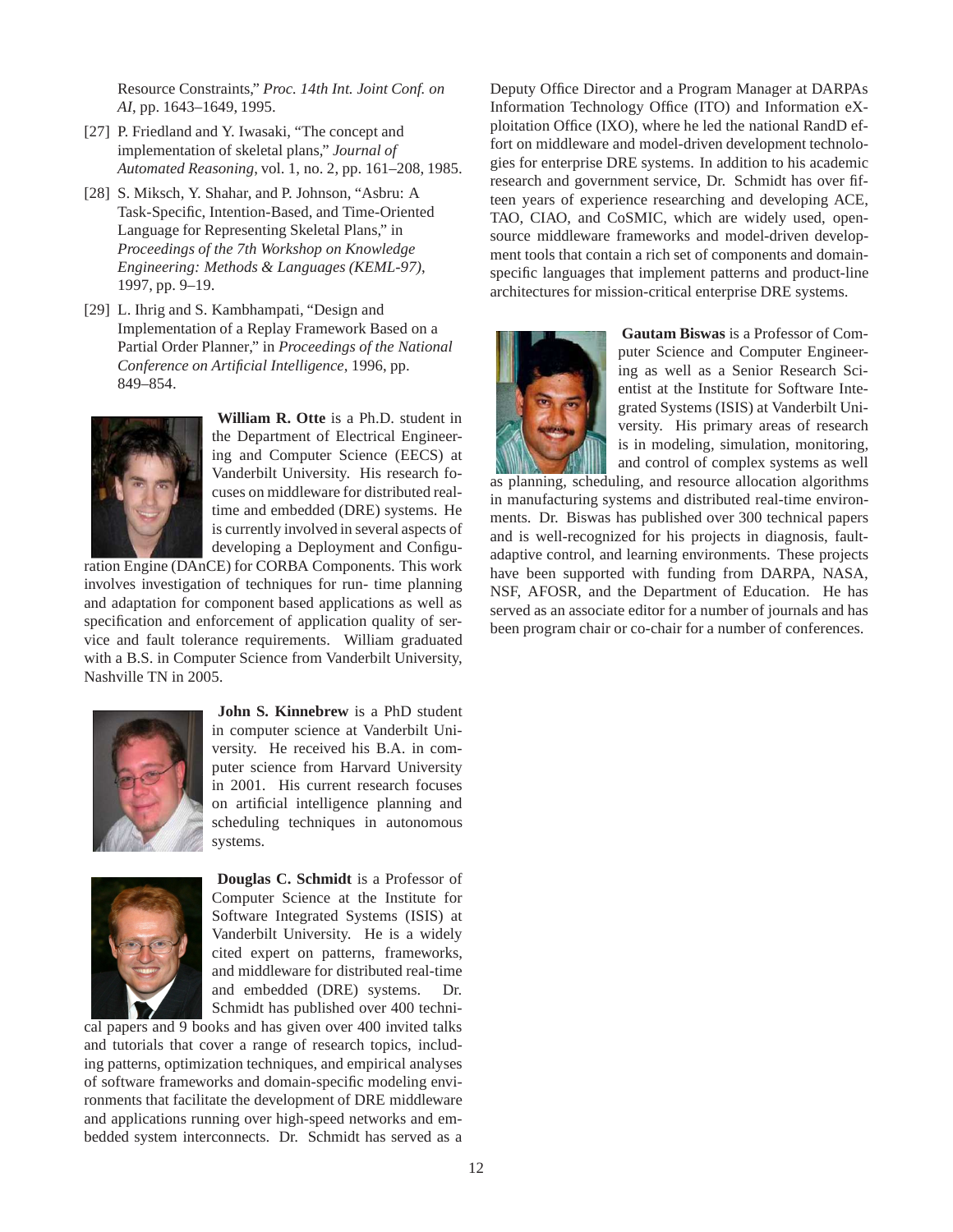Resource Constraints," *Proc. 14th Int. Joint Conf. on AI*, pp. 1643–1649, 1995.

[27] P. Friedland and Y. Iwasaki, "The concept and implementation of skeletal plans," *Journal of Automated Reasoning*, vol. 1, no. 2, pp. 161–208, 1985.

[28] S. Miksch, Y. Shahar, and P. Johnson, "Asbru: A Task-Specific, Intention-Based, and Time-Oriented Language for Representing Skeletal Plans," in *Proceedings of the 7th Workshop on Knowledge Engineering: Methods & Languages (KEML-97)*, 1997, pp. 9–19.

[29] L. Ihrig and S. Kambhampati, "Design and Implementation of a Replay Framework Based on a Partial Order Planner," in *Proceedings of the National Conference on Artificial Intelligence*, 1996, pp. 849–854.

**William R. Otte** is a Ph.D. student in the Department of Electrical Engineering and Computer Science (EECS) at Vanderbilt University. His research focuses on middleware for distributed real-time and embedded (DRE) systems. He is currently involved in several aspects of developing a Deployment and Configuration Engine (DAnCE) for CORBA Components. This work involves investigation of techniques for run- time planning and adaptation for component based applications as well as specification and enforcement of application quality of service and fault tolerance requirements. William graduated with a B.S. in Computer Science from Vanderbilt University, Nashville TN in 2005.

**John S. Kinnebrew** is a PhD student in computer science at Vanderbilt University. He received his B.A. in computer science from Harvard University in 2001. His current research focuses on artificial intelligence planning and scheduling techniques in autonomous systems.

**Douglas C. Schmidt** is a Professor of Computer Science at the Institute for Software Integrated Systems (ISIS) at Vanderbilt University. He is a widely cited expert on patterns, frameworks, and middleware for distributed real-time and embedded (DRE) systems. Dr. Schmidt has published over 400 technical papers and 9 books and has given over 400 invited talks and tutorials that cover a range of research topics, including patterns, optimization techniques, and empirical analyses of software frameworks and domain-specific modeling environments that facilitate the development of DRE middleware and applications running over high-speed networks and embedded system interconnects. Dr. Schmidt has served as a Deputy Office Director and a Program Manager at DARPAs Information Technology Office (ITO) and Information eXploitation Office (IXO), where he led the national RandD effort on middleware and model-driven development technologies for enterprise DRE systems. In addition to his academic research and government service, Dr. Schmidt has over fifteen years of experience researching and developing ACE, TAO, CIAO, and CoSMIC, which are widely used, open-source middleware frameworks and model-driven development tools that contain a rich set of components and domain-specific languages that implement patterns and product-line architectures for mission-critical enterprise DRE systems.

**Gautam Biswas** is a Professor of Computer Science and Computer Engineering as well as a Senior Research Scientist at the Institute for Software Integrated Systems (ISIS) at Vanderbilt University. His primary areas of research is in modeling, simulation, monitoring, and control of complex systems as well as planning, scheduling, and resource allocation algorithms in manufacturing systems and distributed real-time environments. Dr. Biswas has published over 300 technical papers and is well-recognized for his projects in diagnosis, fault-adaptive control, and learning environments. These projects have been supported with funding from DARPA, NASA, NSF, AFOSR, and the Department of Education. He has served as an associate editor for a number of journals and has been program chair or co-chair for a number of conferences.